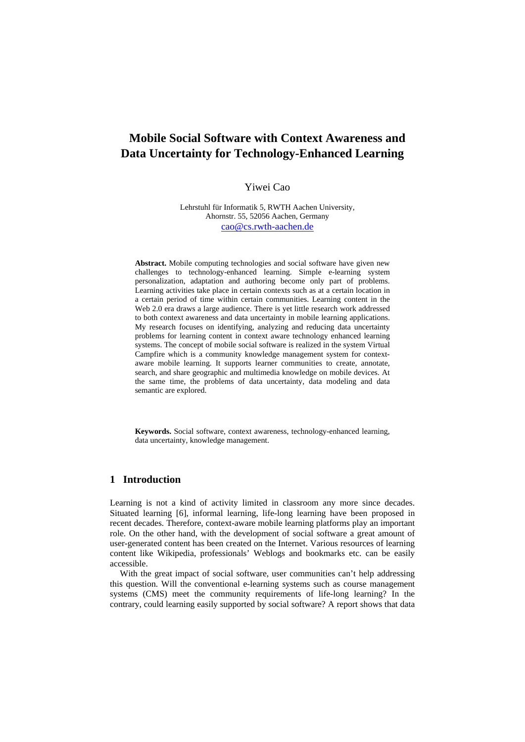# Mobile Social Software with Context Awareness and Data Uncertainty for Technology-Enhanced Learning

Yiwei Cao

Lehrstuhl für Informatik 5, RWTH Aachen University,
Ahornstr. 55, 52056 Aachen, Germany
cao@cs.rwth-aachen.de

**Abstract.** Mobile computing technologies and social software have given new challenges to technology-enhanced learning. Simple e-learning system personalization, adaptation and authoring become only part of problems. Learning activities take place in certain contexts such as at a certain location in a certain period of time within certain communities. Learning content in the Web 2.0 era draws a large audience. There is yet little research work addressed to both context awareness and data uncertainty in mobile learning applications. My research focuses on identifying, analyzing and reducing data uncertainty problems for learning content in context aware technology enhanced learning systems. The concept of mobile social software is realized in the system Virtual Campfire which is a community knowledge management system for context-aware mobile learning. It supports learner communities to create, annotate, search, and share geographic and multimedia knowledge on mobile devices. At the same time, the problems of data uncertainty, data modeling and data semantic are explored.

**Keywords.** Social software, context awareness, technology-enhanced learning, data uncertainty, knowledge management.

## 1 Introduction

Learning is not a kind of activity limited in classroom any more since decades. Situated learning [6], informal learning, life-long learning have been proposed in recent decades. Therefore, context-aware mobile learning platforms play an important role. On the other hand, with the development of social software a great amount of user-generated content has been created on the Internet. Various resources of learning content like Wikipedia, professionals' Weblogs and bookmarks etc. can be easily accessible.

With the great impact of social software, user communities can't help addressing this question. Will the conventional e-learning systems such as course management systems (CMS) meet the community requirements of life-long learning? In the contrary, could learning easily supported by social software? A report shows that data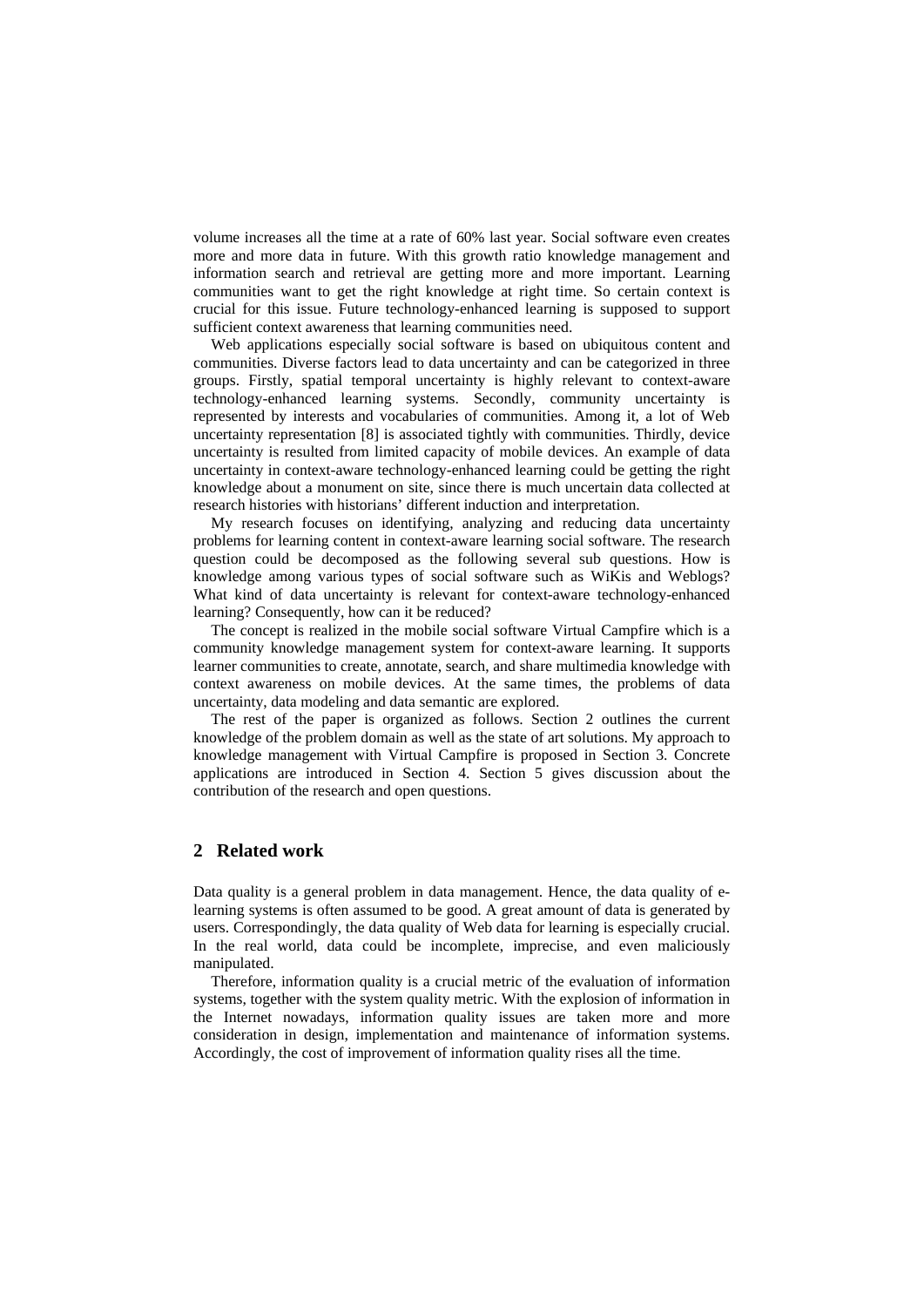volume increases all the time at a rate of 60% last year. Social software even creates more and more data in future. With this growth ratio knowledge management and information search and retrieval are getting more and more important. Learning communities want to get the right knowledge at right time. So certain context is crucial for this issue. Future technology-enhanced learning is supposed to support sufficient context awareness that learning communities need.

Web applications especially social software is based on ubiquitous content and communities. Diverse factors lead to data uncertainty and can be categorized in three groups. Firstly, spatial temporal uncertainty is highly relevant to context-aware technology-enhanced learning systems. Secondly, community uncertainty is represented by interests and vocabularies of communities. Among it, a lot of Web uncertainty representation [8] is associated tightly with communities. Thirdly, device uncertainty is resulted from limited capacity of mobile devices. An example of data uncertainty in context-aware technology-enhanced learning could be getting the right knowledge about a monument on site, since there is much uncertain data collected at research histories with historians' different induction and interpretation.

My research focuses on identifying, analyzing and reducing data uncertainty problems for learning content in context-aware learning social software. The research question could be decomposed as the following several sub questions. How is knowledge among various types of social software such as WiKis and Weblogs? What kind of data uncertainty is relevant for context-aware technology-enhanced learning? Consequently, how can it be reduced?

The concept is realized in the mobile social software Virtual Campfire which is a community knowledge management system for context-aware learning. It supports learner communities to create, annotate, search, and share multimedia knowledge with context awareness on mobile devices. At the same times, the problems of data uncertainty, data modeling and data semantic are explored.

The rest of the paper is organized as follows. Section 2 outlines the current knowledge of the problem domain as well as the state of art solutions. My approach to knowledge management with Virtual Campfire is proposed in Section 3. Concrete applications are introduced in Section 4. Section 5 gives discussion about the contribution of the research and open questions.

## 2 Related work

Data quality is a general problem in data management. Hence, the data quality of e-learning systems is often assumed to be good. A great amount of data is generated by users. Correspondingly, the data quality of Web data for learning is especially crucial. In the real world, data could be incomplete, imprecise, and even maliciously manipulated.

Therefore, information quality is a crucial metric of the evaluation of information systems, together with the system quality metric. With the explosion of information in the Internet nowadays, information quality issues are taken more and more consideration in design, implementation and maintenance of information systems. Accordingly, the cost of improvement of information quality rises all the time.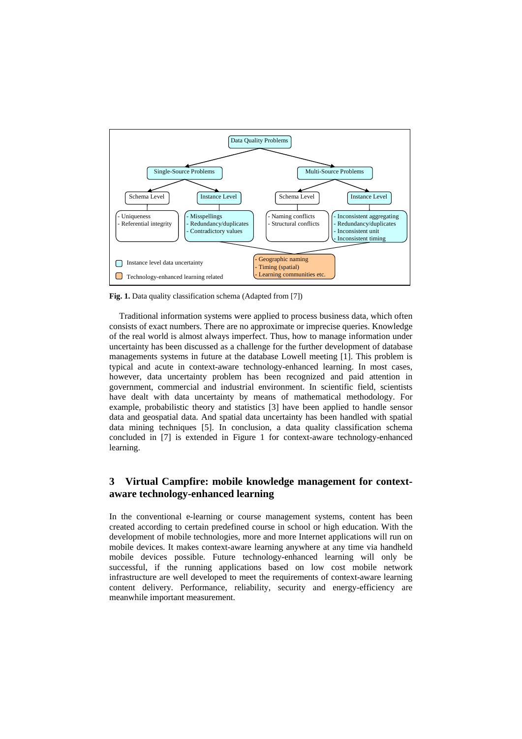Data Quality Problems

Single-Source Problems — Schema Level: Uniqueness, Referential integrity; Instance Level: Misspellings, Redundancy/duplicates, Contradictory values

Multi-Source Problems — Schema Level: Naming conflicts, Structural conflicts; Instance Level: Inconsistent aggregating, Redundancy/duplicates, Inconsistent unit, Inconsistent timing

Technology-enhanced learning related: Geographic naming, Timing (spatial), Learning communities etc.

Legend: Instance level data uncertainty; Technology-enhanced learning related

**Fig. 1.** Data quality classification schema (Adapted from [7])

Traditional information systems were applied to process business data, which often consists of exact numbers. There are no approximate or imprecise queries. Knowledge of the real world is almost always imperfect. Thus, how to manage information under uncertainty has been discussed as a challenge for the further development of database managements systems in future at the database Lowell meeting [1]. This problem is typical and acute in context-aware technology-enhanced learning. In most cases, however, data uncertainty problem has been recognized and paid attention in government, commercial and industrial environment. In scientific field, scientists have dealt with data uncertainty by means of mathematical methodology. For example, probabilistic theory and statistics [3] have been applied to handle sensor data and geospatial data. And spatial data uncertainty has been handled with spatial data mining techniques [5]. In conclusion, a data quality classification schema concluded in [7] is extended in Figure 1 for context-aware technology-enhanced learning.

## 3 Virtual Campfire: mobile knowledge management for context-aware technology-enhanced learning

In the conventional e-learning or course management systems, content has been created according to certain predefined course in school or high education. With the development of mobile technologies, more and more Internet applications will run on mobile devices. It makes context-aware learning anywhere at any time via handheld mobile devices possible. Future technology-enhanced learning will only be successful, if the running applications based on low cost mobile network infrastructure are well developed to meet the requirements of context-aware learning content delivery. Performance, reliability, security and energy-efficiency are meanwhile important measurement.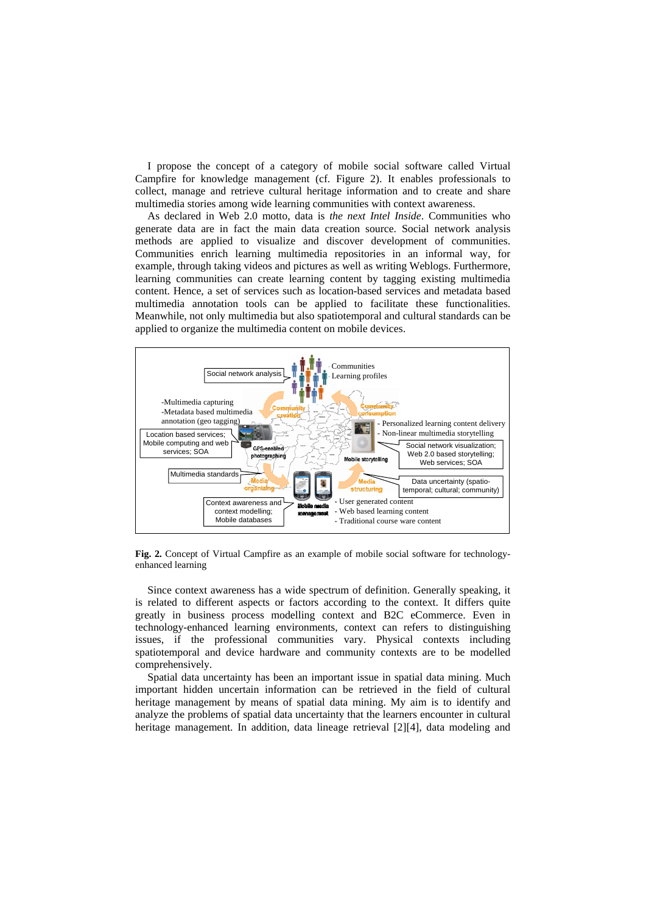I propose the concept of a category of mobile social software called Virtual Campfire for knowledge management (cf. Figure 2). It enables professionals to collect, manage and retrieve cultural heritage information and to create and share multimedia stories among wide learning communities with context awareness.

As declared in Web 2.0 motto, data is *the next Intel Inside*. Communities who generate data are in fact the main data creation source. Social network analysis methods are applied to visualize and discover development of communities. Communities enrich learning multimedia repositories in an informal way, for example, through taking videos and pictures as well as writing Weblogs. Furthermore, learning communities can create learning content by tagging existing multimedia content. Hence, a set of services such as location-based services and metadata based multimedia annotation tools can be applied to facilitate these functionalities. Meanwhile, not only multimedia but also spatiotemporal and cultural standards can be applied to organize the multimedia content on mobile devices.

**Fig. 2.** Concept of Virtual Campfire as an example of mobile social software for technology-enhanced learning

Since context awareness has a wide spectrum of definition. Generally speaking, it is related to different aspects or factors according to the context. It differs quite greatly in business process modelling context and B2C eCommerce. Even in technology-enhanced learning environments, context can refers to distinguishing issues, if the professional communities vary. Physical contexts including spatiotemporal and device hardware and community contexts are to be modelled comprehensively.

Spatial data uncertainty has been an important issue in spatial data mining. Much important hidden uncertain information can be retrieved in the field of cultural heritage management by means of spatial data mining. My aim is to identify and analyze the problems of spatial data uncertainty that the learners encounter in cultural heritage management. In addition, data lineage retrieval [2][4], data modeling and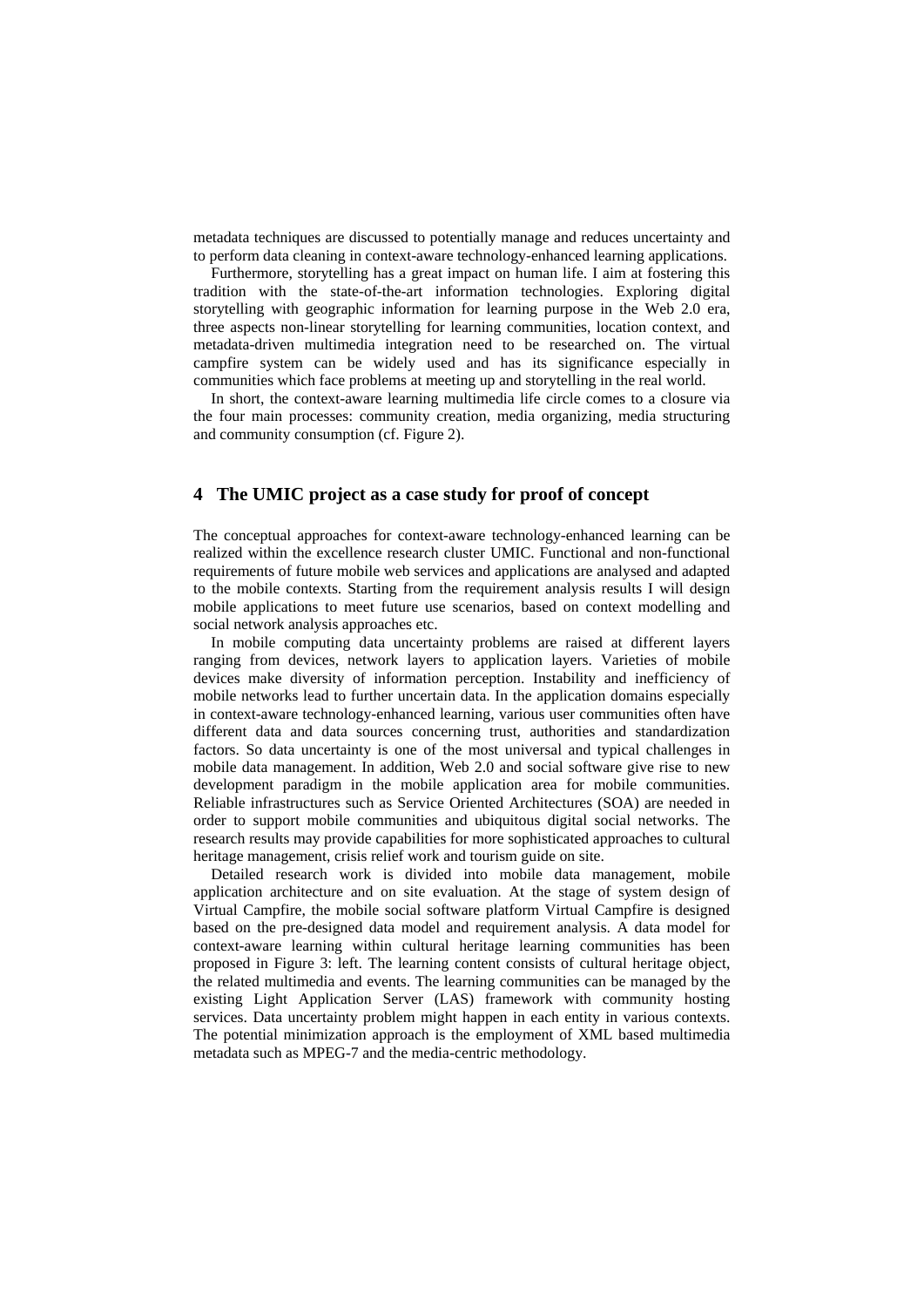metadata techniques are discussed to potentially manage and reduces uncertainty and to perform data cleaning in context-aware technology-enhanced learning applications.

Furthermore, storytelling has a great impact on human life. I aim at fostering this tradition with the state-of-the-art information technologies. Exploring digital storytelling with geographic information for learning purpose in the Web 2.0 era, three aspects non-linear storytelling for learning communities, location context, and metadata-driven multimedia integration need to be researched on. The virtual campfire system can be widely used and has its significance especially in communities which face problems at meeting up and storytelling in the real world.

In short, the context-aware learning multimedia life circle comes to a closure via the four main processes: community creation, media organizing, media structuring and community consumption (cf. Figure 2).

## 4 The UMIC project as a case study for proof of concept

The conceptual approaches for context-aware technology-enhanced learning can be realized within the excellence research cluster UMIC. Functional and non-functional requirements of future mobile web services and applications are analysed and adapted to the mobile contexts. Starting from the requirement analysis results I will design mobile applications to meet future use scenarios, based on context modelling and social network analysis approaches etc.

In mobile computing data uncertainty problems are raised at different layers ranging from devices, network layers to application layers. Varieties of mobile devices make diversity of information perception. Instability and inefficiency of mobile networks lead to further uncertain data. In the application domains especially in context-aware technology-enhanced learning, various user communities often have different data and data sources concerning trust, authorities and standardization factors. So data uncertainty is one of the most universal and typical challenges in mobile data management. In addition, Web 2.0 and social software give rise to new development paradigm in the mobile application area for mobile communities. Reliable infrastructures such as Service Oriented Architectures (SOA) are needed in order to support mobile communities and ubiquitous digital social networks. The research results may provide capabilities for more sophisticated approaches to cultural heritage management, crisis relief work and tourism guide on site.

Detailed research work is divided into mobile data management, mobile application architecture and on site evaluation. At the stage of system design of Virtual Campfire, the mobile social software platform Virtual Campfire is designed based on the pre-designed data model and requirement analysis. A data model for context-aware learning within cultural heritage learning communities has been proposed in Figure 3: left. The learning content consists of cultural heritage object, the related multimedia and events. The learning communities can be managed by the existing Light Application Server (LAS) framework with community hosting services. Data uncertainty problem might happen in each entity in various contexts. The potential minimization approach is the employment of XML based multimedia metadata such as MPEG-7 and the media-centric methodology.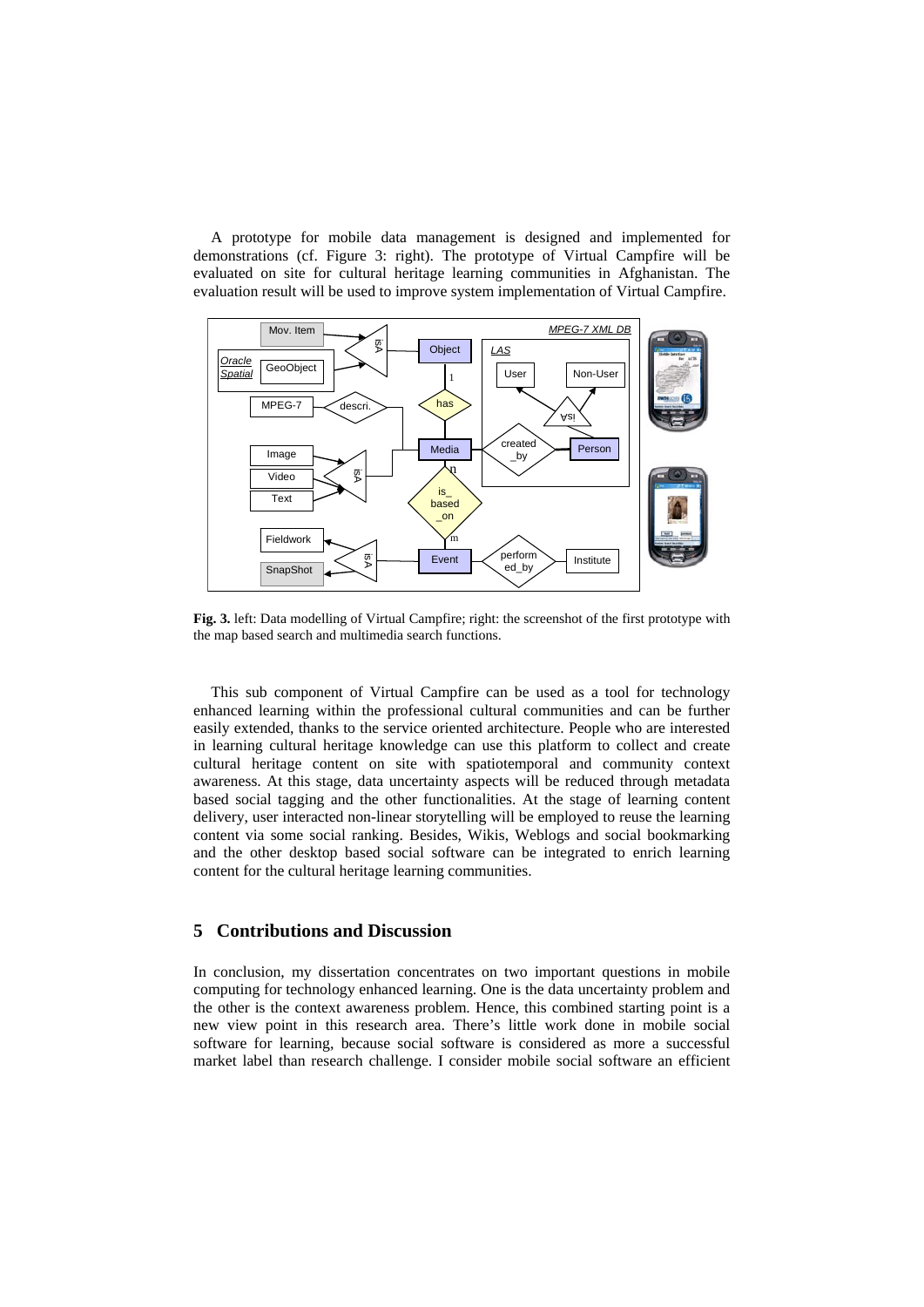A prototype for mobile data management is designed and implemented for demonstrations (cf. Figure 3: right). The prototype of Virtual Campfire will be evaluated on site for cultural heritage learning communities in Afghanistan. The evaluation result will be used to improve system implementation of Virtual Campfire.

**Fig. 3.** left: Data modelling of Virtual Campfire; right: the screenshot of the first prototype with the map based search and multimedia search functions.

This sub component of Virtual Campfire can be used as a tool for technology enhanced learning within the professional cultural communities and can be further easily extended, thanks to the service oriented architecture. People who are interested in learning cultural heritage knowledge can use this platform to collect and create cultural heritage content on site with spatiotemporal and community context awareness. At this stage, data uncertainty aspects will be reduced through metadata based social tagging and the other functionalities. At the stage of learning content delivery, user interacted non-linear storytelling will be employed to reuse the learning content via some social ranking. Besides, Wikis, Weblogs and social bookmarking and the other desktop based social software can be integrated to enrich learning content for the cultural heritage learning communities.

## 5 Contributions and Discussion

In conclusion, my dissertation concentrates on two important questions in mobile computing for technology enhanced learning. One is the data uncertainty problem and the other is the context awareness problem. Hence, this combined starting point is a new view point in this research area. There's little work done in mobile social software for learning, because social software is considered as more a successful market label than research challenge. I consider mobile social software an efficient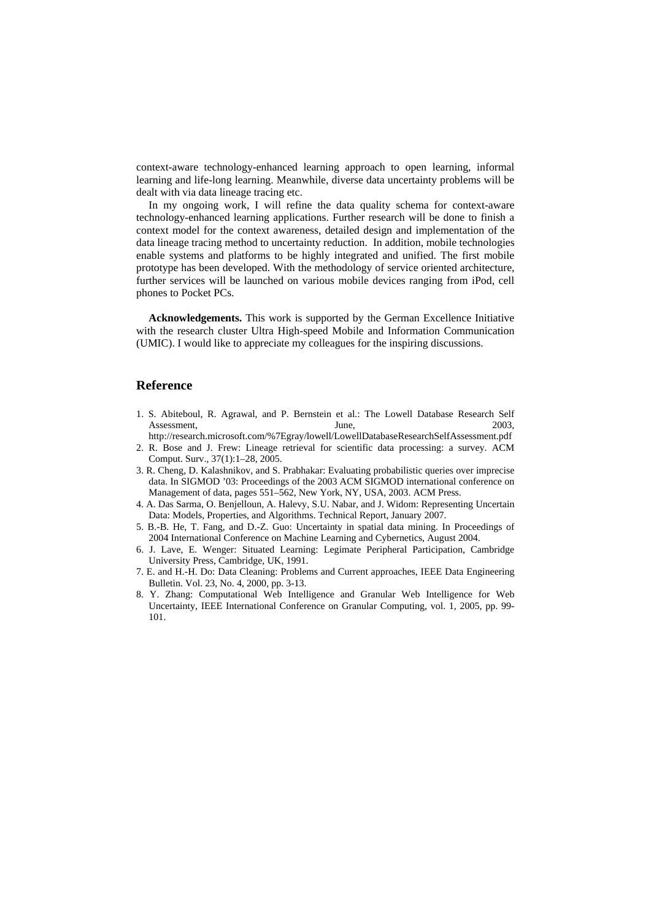context-aware technology-enhanced learning approach to open learning, informal learning and life-long learning. Meanwhile, diverse data uncertainty problems will be dealt with via data lineage tracing etc.

In my ongoing work, I will refine the data quality schema for context-aware technology-enhanced learning applications. Further research will be done to finish a context model for the context awareness, detailed design and implementation of the data lineage tracing method to uncertainty reduction. In addition, mobile technologies enable systems and platforms to be highly integrated and unified. The first mobile prototype has been developed. With the methodology of service oriented architecture, further services will be launched on various mobile devices ranging from iPod, cell phones to Pocket PCs.

**Acknowledgements.** This work is supported by the German Excellence Initiative with the research cluster Ultra High-speed Mobile and Information Communication (UMIC). I would like to appreciate my colleagues for the inspiring discussions.

## Reference

1. S. Abiteboul, R. Agrawal, and P. Bernstein et al.: The Lowell Database Research Self Assessment, June, 2003, http://research.microsoft.com/%7Egray/lowell/LowellDatabaseResearchSelfAssessment.pdf
2. R. Bose and J. Frew: Lineage retrieval for scientific data processing: a survey. ACM Comput. Surv., 37(1):1–28, 2005.
3. R. Cheng, D. Kalashnikov, and S. Prabhakar: Evaluating probabilistic queries over imprecise data. In SIGMOD '03: Proceedings of the 2003 ACM SIGMOD international conference on Management of data, pages 551–562, New York, NY, USA, 2003. ACM Press.
4. A. Das Sarma, O. Benjelloun, A. Halevy, S.U. Nabar, and J. Widom: Representing Uncertain Data: Models, Properties, and Algorithms. Technical Report, January 2007.
5. B.-B. He, T. Fang, and D.-Z. Guo: Uncertainty in spatial data mining. In Proceedings of 2004 International Conference on Machine Learning and Cybernetics, August 2004.
6. J. Lave, E. Wenger: Situated Learning: Legimate Peripheral Participation, Cambridge University Press, Cambridge, UK, 1991.
7. E. and H.-H. Do: Data Cleaning: Problems and Current approaches, IEEE Data Engineering Bulletin. Vol. 23, No. 4, 2000, pp. 3-13.
8. Y. Zhang: Computational Web Intelligence and Granular Web Intelligence for Web Uncertainty, IEEE International Conference on Granular Computing, vol. 1, 2005, pp. 99-101.